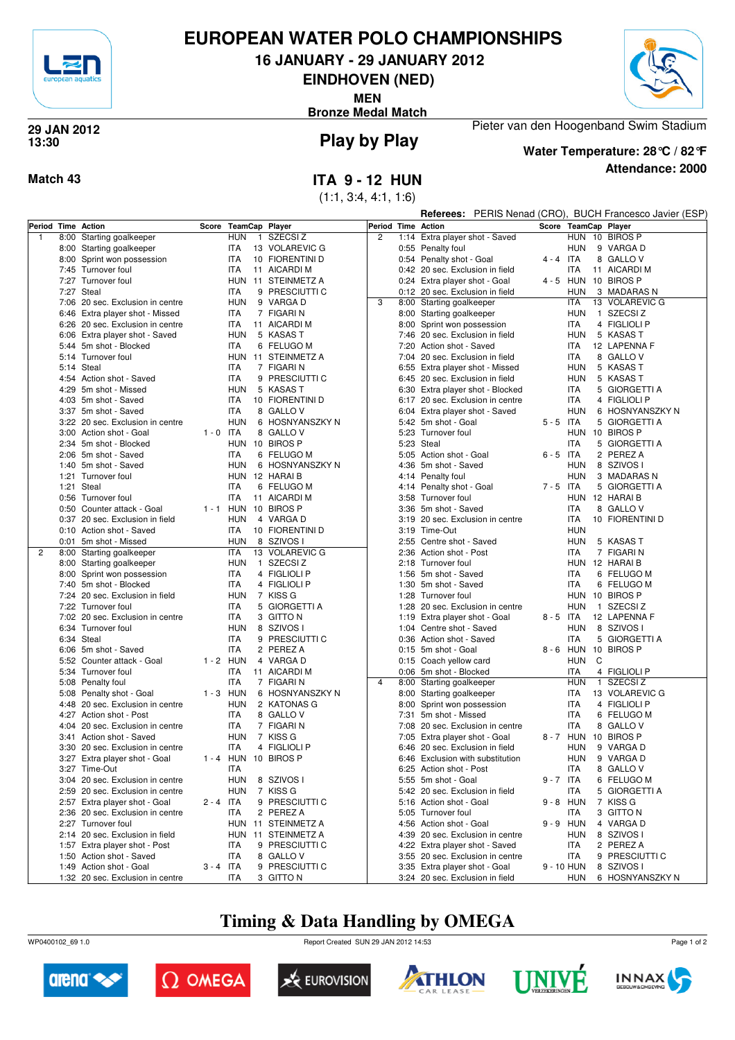# EUROPEAN WATER POLO CHAMPIONSHIPS

## 16 JANUARY - 29 JANUARY 2012

## EINDHOVEN (NED)

**MEN**

**Bronze Medal Match**

29 JAN 2012
13:30

Pieter van den Hoogenband Swim Stadium

## Play by Play

**Water Temperature: 28°C / 82°F**

**Attendance: 2000**

**Match 43**

## ITA 9 - 12 HUN

(1:1, 3:4, 4:1, 1:6)

**Referees:** PERIS Nenad (CRO), BUCH Francesco Javier (ESP)

| Period | Time | Action | Score | TeamCap | | Player |
|---|---|---|---|---|---|---|
| 1 | 8:00 | Starting goalkeeper | | HUN | 1 | SZECSI Z |
| | 8:00 | Starting goalkeeper | | ITA | 13 | VOLAREVIC G |
| | 8:00 | Sprint won possession | | ITA | 10 | FIORENTINI D |
| | 7:45 | Turnover foul | | ITA | 11 | AICARDI M |
| | 7:27 | Turnover foul | | HUN | 11 | STEINMETZ A |
| | 7:27 | Steal | | ITA | 9 | PRESCIUTTI C |
| | 7:06 | 20 sec. Exclusion in centre | | HUN | 9 | VARGA D |
| | 6:46 | Extra player shot - Missed | | ITA | 7 | FIGARI N |
| | 6:26 | 20 sec. Exclusion in centre | | ITA | 11 | AICARDI M |
| | 6:06 | Extra player shot - Saved | | HUN | 5 | KASAS T |
| | 5:44 | 5m shot - Blocked | | ITA | 6 | FELUGO M |
| | 5:14 | Turnover foul | | HUN | 11 | STEINMETZ A |
| | 5:14 | Steal | | ITA | 7 | FIGARI N |
| | 4:54 | Action shot - Saved | | ITA | 9 | PRESCIUTTI C |
| | 4:29 | 5m shot - Missed | | HUN | 5 | KASAS T |
| | 4:03 | 5m shot - Saved | | ITA | 10 | FIORENTINI D |
| | 3:37 | 5m shot - Saved | | ITA | 8 | GALLO V |
| | 3:22 | 20 sec. Exclusion in centre | | HUN | 6 | HOSNYANSZKY N |
| | 3:00 | Action shot - Goal | 1 - 0 | ITA | 8 | GALLO V |
| | 2:34 | 5m shot - Blocked | | HUN | 10 | BIROS P |
| | 2:06 | 5m shot - Saved | | ITA | 6 | FELUGO M |
| | 1:40 | 5m shot - Saved | | HUN | 6 | HOSNYANSZKY N |
| | 1:21 | Turnover foul | | HUN | 12 | HARAI B |
| | 1:21 | Steal | | ITA | 6 | FELUGO M |
| | 0:56 | Turnover foul | | ITA | 11 | AICARDI M |
| | 0:50 | Counter attack - Goal | 1 - 1 | HUN | 10 | BIROS P |
| | 0:37 | 20 sec. Exclusion in field | | HUN | 4 | VARGA D |
| | 0:10 | Action shot - Saved | | ITA | 10 | FIORENTINI D |
| | 0:01 | 5m shot - Missed | | HUN | 8 | SZIVOS I |
| 2 | 8:00 | Starting goalkeeper | | ITA | 13 | VOLAREVIC G |
| | 8:00 | Starting goalkeeper | | HUN | 1 | SZECSI Z |
| | 8:00 | Sprint won possession | | ITA | 4 | FIGLIOLI P |
| | 7:40 | 5m shot - Blocked | | ITA | 4 | FIGLIOLI P |
| | 7:24 | 20 sec. Exclusion in field | | HUN | 7 | KISS G |
| | 7:22 | Turnover foul | | ITA | 5 | GIORGETTI A |
| | 7:02 | 20 sec. Exclusion in centre | | ITA | 3 | GITTO N |
| | 6:34 | Turnover foul | | HUN | 8 | SZIVOS I |
| | 6:34 | Steal | | ITA | 9 | PRESCIUTTI C |
| | 6:06 | 5m shot - Saved | | ITA | 2 | PEREZ A |
| | 5:52 | Counter attack - Goal | 1 - 2 | HUN | 4 | VARGA D |
| | 5:34 | Turnover foul | | ITA | 11 | AICARDI M |
| | 5:08 | Penalty foul | | ITA | 7 | FIGARI N |
| | 5:08 | Penalty shot - Goal | 1 - 3 | HUN | 6 | HOSNYANSZKY N |
| | 4:48 | 20 sec. Exclusion in centre | | HUN | 2 | KATONAS G |
| | 4:27 | Action shot - Post | | ITA | 8 | GALLO V |
| | 4:04 | 20 sec. Exclusion in centre | | ITA | 7 | FIGARI N |
| | 3:41 | Action shot - Saved | | HUN | 7 | KISS G |
| | 3:30 | 20 sec. Exclusion in centre | | ITA | 4 | FIGLIOLI P |
| | 3:27 | Extra player shot - Goal | 1 - 4 | HUN | 10 | BIROS P |
| | 3:27 | Time-Out | | ITA | | |
| | 3:04 | 20 sec. Exclusion in centre | | HUN | 8 | SZIVOS I |
| | 2:59 | 20 sec. Exclusion in centre | | HUN | 7 | KISS G |
| | 2:57 | Extra player shot - Goal | 2 - 4 | ITA | 9 | PRESCIUTTI C |
| | 2:36 | 20 sec. Exclusion in centre | | ITA | 2 | PEREZ A |
| | 2:27 | Turnover foul | | HUN | 11 | STEINMETZ A |
| | 2:14 | 20 sec. Exclusion in field | | HUN | 11 | STEINMETZ A |
| | 1:57 | Extra player shot - Post | | ITA | 9 | PRESCIUTTI C |
| | 1:50 | Action shot - Saved | | ITA | 8 | GALLO V |
| | 1:49 | Action shot - Goal | 3 - 4 | ITA | 9 | PRESCIUTTI C |
| | 1:32 | 20 sec. Exclusion in centre | | ITA | 3 | GITTO N |
| 2 | 1:14 | Extra player shot - Saved | | HUN | 10 | BIROS P |
| | 0:55 | Penalty foul | | HUN | 9 | VARGA D |
| | 0:54 | Penalty shot - Goal | 4 - 4 | ITA | 8 | GALLO V |
| | 0:42 | 20 sec. Exclusion in field | | ITA | 11 | AICARDI M |
| | 0:24 | Extra player shot - Goal | 4 - 5 | HUN | 10 | BIROS P |
| | 0:12 | 20 sec. Exclusion in field | | HUN | 3 | MADARAS N |
| 3 | 8:00 | Starting goalkeeper | | ITA | 13 | VOLAREVIC G |
| | 8:00 | Starting goalkeeper | | HUN | 1 | SZECSI Z |
| | 8:00 | Sprint won possession | | ITA | 4 | FIGLIOLI P |
| | 7:46 | 20 sec. Exclusion in field | | HUN | 5 | KASAS T |
| | 7:20 | Action shot - Saved | | ITA | 12 | LAPENNA F |
| | 7:04 | 20 sec. Exclusion in field | | ITA | 8 | GALLO V |
| | 6:55 | Extra player shot - Missed | | HUN | 5 | KASAS T |
| | 6:45 | 20 sec. Exclusion in field | | HUN | 5 | KASAS T |
| | 6:30 | Extra player shot - Blocked | | ITA | 5 | GIORGETTI A |
| | 6:17 | 20 sec. Exclusion in centre | | ITA | 4 | FIGLIOLI P |
| | 6:04 | Extra player shot - Saved | | HUN | 6 | HOSNYANSZKY N |
| | 5:42 | 5m shot - Goal | 5 - 5 | ITA | 5 | GIORGETTI A |
| | 5:23 | Turnover foul | | HUN | 10 | BIROS P |
| | 5:23 | Steal | | ITA | 5 | GIORGETTI A |
| | 5:05 | Action shot - Goal | 6 - 5 | ITA | 2 | PEREZ A |
| | 4:36 | 5m shot - Saved | | HUN | 8 | SZIVOS I |
| | 4:14 | Penalty foul | | HUN | 3 | MADARAS N |
| | 4:14 | Penalty shot - Goal | 7 - 5 | ITA | 5 | GIORGETTI A |
| | 3:58 | Turnover foul | | HUN | 12 | HARAI B |
| | 3:36 | 5m shot - Saved | | ITA | 8 | GALLO V |
| | 3:19 | 20 sec. Exclusion in centre | | ITA | 10 | FIORENTINI D |
| | 3:19 | Time-Out | | HUN | | |
| | 2:55 | Centre shot - Saved | | HUN | 5 | KASAS T |
| | 2:36 | Action shot - Post | | ITA | 7 | FIGARI N |
| | 2:18 | Turnover foul | | HUN | 12 | HARAI B |
| | 1:56 | 5m shot - Saved | | ITA | 6 | FELUGO M |
| | 1:30 | 5m shot - Saved | | ITA | 6 | FELUGO M |
| | 1:28 | Turnover foul | | HUN | 10 | BIROS P |
| | 1:28 | 20 sec. Exclusion in centre | | HUN | 1 | SZECSI Z |
| | 1:19 | Extra player shot - Goal | 8 - 5 | ITA | 12 | LAPENNA F |
| | 1:04 | Centre shot - Saved | | HUN | 8 | SZIVOS I |
| | 0:36 | Action shot - Saved | | ITA | 5 | GIORGETTI A |
| | 0:15 | 5m shot - Goal | 8 - 6 | HUN | 10 | BIROS P |
| | 0:15 | Coach yellow card | | HUN | C | |
| | 0:06 | 5m shot - Blocked | | ITA | 4 | FIGLIOLI P |
| 4 | 8:00 | Starting goalkeeper | | HUN | 1 | SZECSI Z |
| | 8:00 | Starting goalkeeper | | ITA | 13 | VOLAREVIC G |
| | 8:00 | Sprint won possession | | ITA | 4 | FIGLIOLI P |
| | 7:31 | 5m shot - Missed | | ITA | 6 | FELUGO M |
| | 7:08 | 20 sec. Exclusion in centre | | ITA | 8 | GALLO V |
| | 7:05 | Extra player shot - Goal | 8 - 7 | HUN | 10 | BIROS P |
| | 6:46 | 20 sec. Exclusion in field | | HUN | 9 | VARGA D |
| | 6:46 | Exclusion with substitution | | HUN | 9 | VARGA D |
| | 6:25 | Action shot - Post | | ITA | 8 | GALLO V |
| | 5:55 | 5m shot - Goal | 9 - 7 | ITA | 6 | FELUGO M |
| | 5:42 | 20 sec. Exclusion in field | | ITA | 5 | GIORGETTI A |
| | 5:16 | Action shot - Goal | 9 - 8 | HUN | 7 | KISS G |
| | 5:05 | Turnover foul | | ITA | 3 | GITTO N |
| | 4:56 | Action shot - Goal | 9 - 9 | HUN | 4 | VARGA D |
| | 4:39 | 20 sec. Exclusion in centre | | HUN | 8 | SZIVOS I |
| | 4:22 | Extra player shot - Saved | | ITA | 2 | PEREZ A |
| | 3:55 | 20 sec. Exclusion in centre | | ITA | 9 | PRESCIUTTI C |
| | 3:35 | Extra player shot - Goal | 9 - 10 | HUN | 8 | SZIVOS I |
| | 3:24 | 20 sec. Exclusion in field | | HUN | 6 | HOSNYANSZKY N |

**Timing & Data Handling by OMEGA**

WP0400102_69 1.0 Report Created SUN 29 JAN 2012 14:53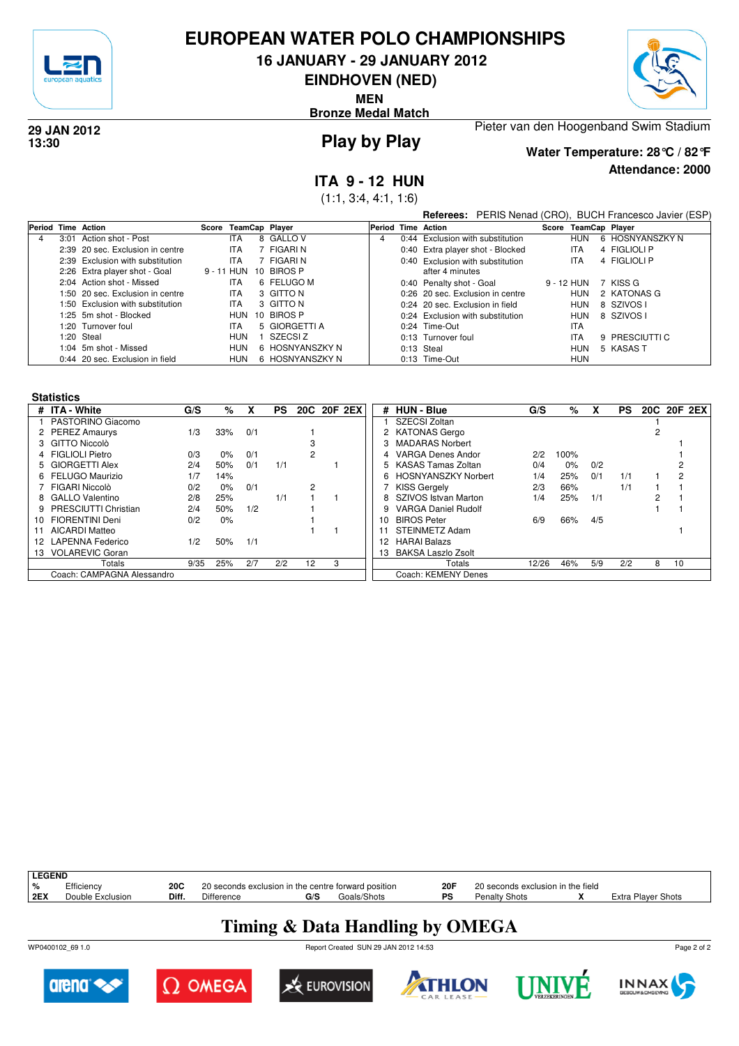# EUROPEAN WATER POLO CHAMPIONSHIPS

**16 JANUARY - 29 JANUARY 2012**

**EINDHOVEN (NED)**

**MEN**

**Bronze Medal Match**

**29 JAN 2012**
**13:30**

## Play by Play

Pieter van den Hoogenband Swim Stadium

**Water Temperature: 28°C / 82°F**

**Attendance: 2000**

**ITA 9 - 12 HUN**

(1:1, 3:4, 4:1, 1:6)

**Referees:** PERIS Nenad (CRO), BUCH Francesco Javier (ESP)

| Period | Time | Action | Score | TeamCap | | Player |
|---|---|---|---|---|---|---|
| 4 | 3:01 | Action shot - Post | | ITA | 8 | GALLO V |
| | 2:39 | 20 sec. Exclusion in centre | | ITA | 7 | FIGARI N |
| | 2:39 | Exclusion with substitution | | ITA | 7 | FIGARI N |
| | 2:26 | Extra player shot - Goal | 9 - 11 | HUN | 10 | BIROS P |
| | 2:04 | Action shot - Missed | | ITA | 6 | FELUGO M |
| | 1:50 | 20 sec. Exclusion in centre | | ITA | 3 | GITTO N |
| | 1:50 | Exclusion with substitution | | ITA | 3 | GITTO N |
| | 1:25 | 5m shot - Blocked | | HUN | 10 | BIROS P |
| | 1:20 | Turnover foul | | ITA | 5 | GIORGETTI A |
| | 1:20 | Steal | | HUN | 1 | SZECSI Z |
| | 1:04 | 5m shot - Missed | | HUN | 6 | HOSNYANSZKY N |
| | 0:44 | 20 sec. Exclusion in field | | HUN | 6 | HOSNYANSZKY N |
| 4 | 0:44 | Exclusion with substitution | | HUN | 6 | HOSNYANSZKY N |
| | 0:40 | Extra player shot - Blocked | | ITA | 4 | FIGLIOLI P |
| | 0:40 | Exclusion with substitution after 4 minutes | | ITA | 4 | FIGLIOLI P |
| | 0:40 | Penalty shot - Goal | 9 - 12 | HUN | 7 | KISS G |
| | 0:26 | 20 sec. Exclusion in centre | | HUN | 2 | KATONAS G |
| | 0:24 | 20 sec. Exclusion in field | | HUN | 8 | SZIVOS I |
| | 0:24 | Exclusion with substitution | | HUN | 8 | SZIVOS I |
| | 0:24 | Time-Out | | ITA | | |
| | 0:13 | Turnover foul | | ITA | 9 | PRESCIUTTI C |
| | 0:13 | Steal | | HUN | 5 | KASAS T |
| | 0:13 | Time-Out | | HUN | | |

### Statistics

| # | ITA - White | G/S | % | X | PS | 20C | 20F | 2EX |
|---|---|---|---|---|---|---|---|---|
| 1 | PASTORINO Giacomo | | | | | | | |
| 2 | PEREZ Amaurys | 1/3 | 33% | 0/1 | | 1 | | |
| 3 | GITTO Niccolò | | | | | 3 | | |
| 4 | FIGLIOLI Pietro | 0/3 | 0% | 0/1 | | 2 | | |
| 5 | GIORGETTI Alex | 2/4 | 50% | 0/1 | 1/1 | | 1 | |
| 6 | FELUGO Maurizio | 1/7 | 14% | | | | | |
| 7 | FIGARI Niccolò | 0/2 | 0% | 0/1 | | 2 | | |
| 8 | GALLO Valentino | 2/8 | 25% | | 1/1 | 1 | 1 | |
| 9 | PRESCIUTTI Christian | 2/4 | 50% | 1/2 | | 1 | | |
| 10 | FIORENTINI Deni | 0/2 | 0% | | | 1 | | |
| 11 | AICARDI Matteo | | | | | 1 | 1 | |
| 12 | LAPENNA Federico | 1/2 | 50% | 1/1 | | | | |
| 13 | VOLAREVIC Goran | | | | | | | |
| | Totals | 9/35 | 25% | 2/7 | 2/2 | 12 | 3 | |
| | Coach: CAMPAGNA Alessandro | | | | | | | |

| # | HUN - Blue | G/S | % | X | PS | 20C | 20F | 2EX |
|---|---|---|---|---|---|---|---|---|
| 1 | SZECSI Zoltan | | | | | 1 | | |
| 2 | KATONAS Gergo | | | | | 2 | | |
| 3 | MADARAS Norbert | | | | | | 1 | |
| 4 | VARGA Denes Andor | 2/2 | 100% | | | | 1 | |
| 5 | KASAS Tamas Zoltan | 0/4 | 0% | 0/2 | | | 2 | |
| 6 | HOSNYANSZKY Norbert | 1/4 | 25% | 0/1 | 1/1 | 1 | 2 | |
| 7 | KISS Gergely | 2/3 | 66% | | 1/1 | 1 | 1 | |
| 8 | SZIVOS Istvan Marton | 1/4 | 25% | 1/1 | | 2 | 1 | |
| 9 | VARGA Daniel Rudolf | | | | | 1 | 1 | |
| 10 | BIROS Peter | 6/9 | 66% | 4/5 | | | | |
| 11 | STEINMETZ Adam | | | | | | 1 | |
| 12 | HARAI Balazs | | | | | | | |
| 13 | BAKSA Laszlo Zsolt | | | | | | | |
| | Totals | 12/26 | 46% | 5/9 | 2/2 | 8 | 10 | |
| | Coach: KEMENY Denes | | | | | | | |

| LEGEND | | | | | | | |
|---|---|---|---|---|---|---|---|
| % | Efficiency | 20C | 20 seconds exclusion in the centre forward position | | 20F | 20 seconds exclusion in the field | |
| 2EX | Double Exclusion | Diff. | Difference | G/S Goals/Shots | PS | Penalty Shots | X Extra Player Shots |

## Timing & Data Handling by OMEGA

WP0400102_69 1.0 Report Created SUN 29 JAN 2012 14:53